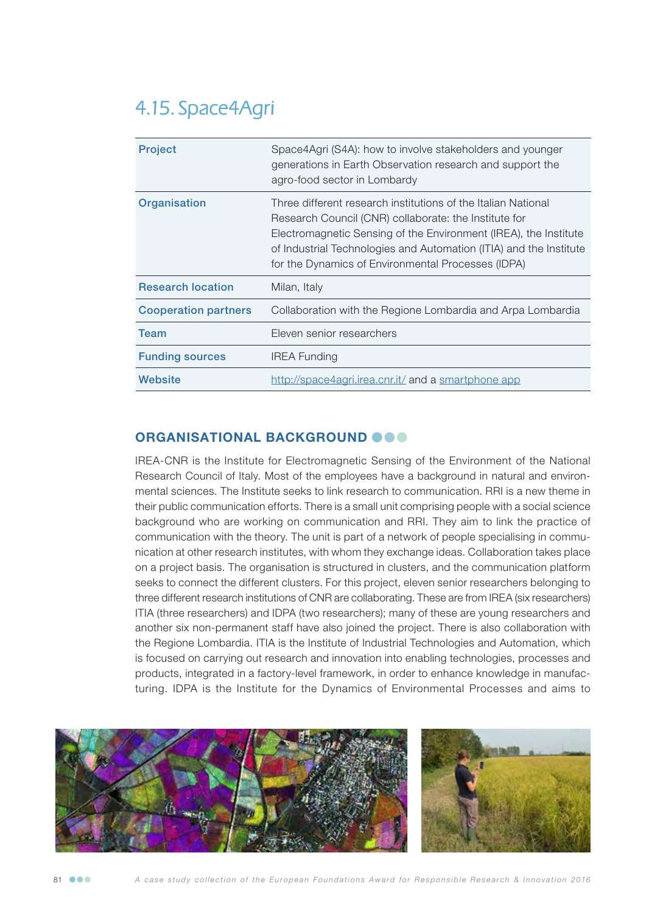# 4.15. Space4Agri

| | |
|---|---|
| **Project** | Space4Agri (S4A): how to involve stakeholders and younger generations in Earth Observation research and support the agro-food sector in Lombardy |
| **Organisation** | Three different research institutions of the Italian National Research Council (CNR) collaborate: the Institute for Electromagnetic Sensing of the Environment (IREA), the Institute of Industrial Technologies and Automation (ITIA) and the Institute for the Dynamics of Environmental Processes (IDPA) |
| **Research location** | Milan, Italy |
| **Cooperation partners** | Collaboration with the Regione Lombardia and Arpa Lombardia |
| **Team** | Eleven senior researchers |
| **Funding sources** | IREA Funding |
| **Website** | http://space4agri.irea.cnr.it/ and a smartphone app |

## ORGANISATIONAL BACKGROUND

IREA-CNR is the Institute for Electromagnetic Sensing of the Environment of the National Research Council of Italy. Most of the employees have a background in natural and environmental sciences. The Institute seeks to link research to communication. RRI is a new theme in their public communication efforts. There is a small unit comprising people with a social science background who are working on communication and RRI. They aim to link the practice of communication with the theory. The unit is part of a network of people specialising in communication at other research institutes, with whom they exchange ideas. Collaboration takes place on a project basis. The organisation is structured in clusters, and the communication platform seeks to connect the different clusters. For this project, eleven senior researchers belonging to three different research institutions of CNR are collaborating. These are from IREA (six researchers) ITIA (three researchers) and IDPA (two researchers); many of these are young researchers and another six non-permanent staff have also joined the project. There is also collaboration with the Regione Lombardia. ITIA is the Institute of Industrial Technologies and Automation, which is focused on carrying out research and innovation into enabling technologies, processes and products, integrated in a factory-level framework, in order to enhance knowledge in manufacturing. IDPA is the Institute for the Dynamics of Environmental Processes and aims to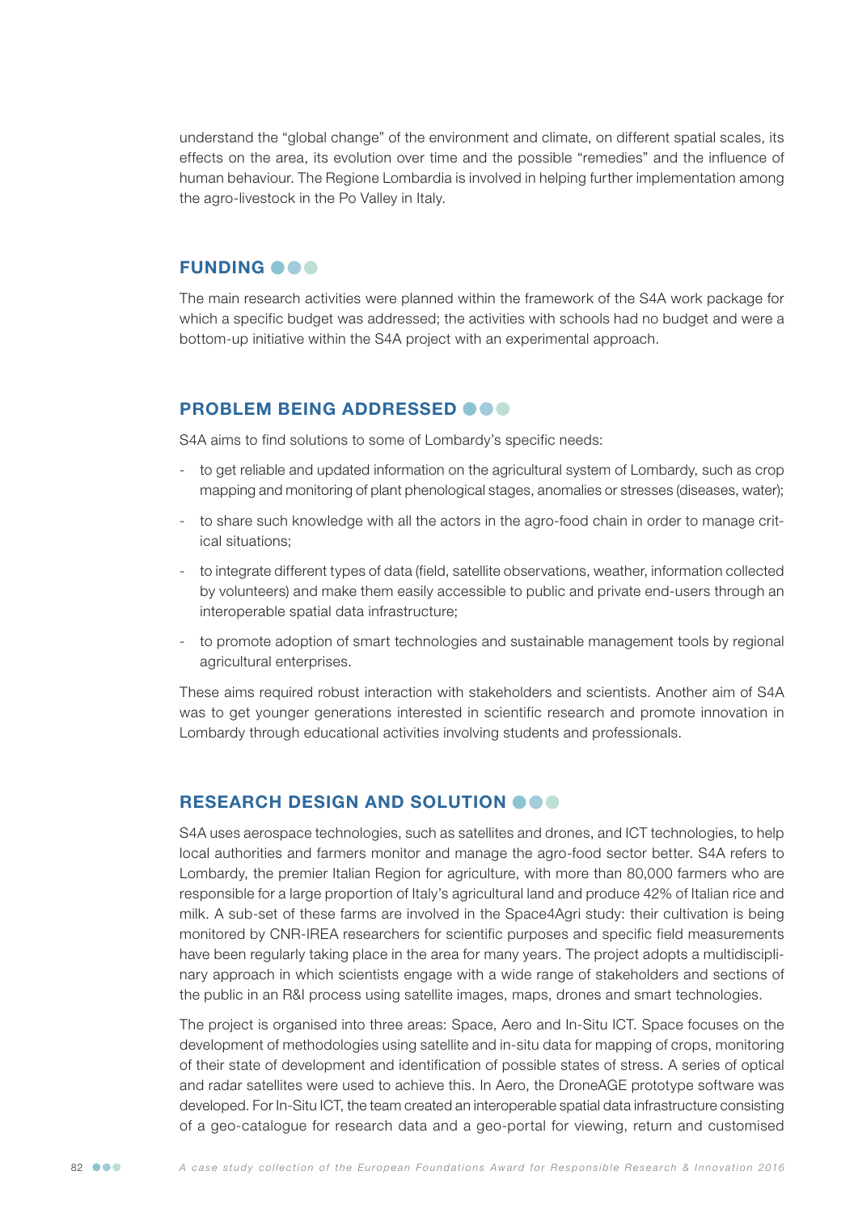understand the "global change" of the environment and climate, on different spatial scales, its effects on the area, its evolution over time and the possible "remedies" and the influence of human behaviour. The Regione Lombardia is involved in helping further implementation among the agro-livestock in the Po Valley in Italy.

## FUNDING

The main research activities were planned within the framework of the S4A work package for which a specific budget was addressed; the activities with schools had no budget and were a bottom-up initiative within the S4A project with an experimental approach.

## PROBLEM BEING ADDRESSED

S4A aims to find solutions to some of Lombardy's specific needs:

- to get reliable and updated information on the agricultural system of Lombardy, such as crop mapping and monitoring of plant phenological stages, anomalies or stresses (diseases, water);
- to share such knowledge with all the actors in the agro-food chain in order to manage critical situations;
- to integrate different types of data (field, satellite observations, weather, information collected by volunteers) and make them easily accessible to public and private end-users through an interoperable spatial data infrastructure;
- to promote adoption of smart technologies and sustainable management tools by regional agricultural enterprises.

These aims required robust interaction with stakeholders and scientists. Another aim of S4A was to get younger generations interested in scientific research and promote innovation in Lombardy through educational activities involving students and professionals.

## RESEARCH DESIGN AND SOLUTION

S4A uses aerospace technologies, such as satellites and drones, and ICT technologies, to help local authorities and farmers monitor and manage the agro-food sector better. S4A refers to Lombardy, the premier Italian Region for agriculture, with more than 80,000 farmers who are responsible for a large proportion of Italy's agricultural land and produce 42% of Italian rice and milk. A sub-set of these farms are involved in the Space4Agri study: their cultivation is being monitored by CNR-IREA researchers for scientific purposes and specific field measurements have been regularly taking place in the area for many years. The project adopts a multidisciplinary approach in which scientists engage with a wide range of stakeholders and sections of the public in an R&I process using satellite images, maps, drones and smart technologies.

The project is organised into three areas: Space, Aero and In-Situ ICT. Space focuses on the development of methodologies using satellite and in-situ data for mapping of crops, monitoring of their state of development and identification of possible states of stress. A series of optical and radar satellites were used to achieve this. In Aero, the DroneAGE prototype software was developed. For In-Situ ICT, the team created an interoperable spatial data infrastructure consisting of a geo-catalogue for research data and a geo-portal for viewing, return and customised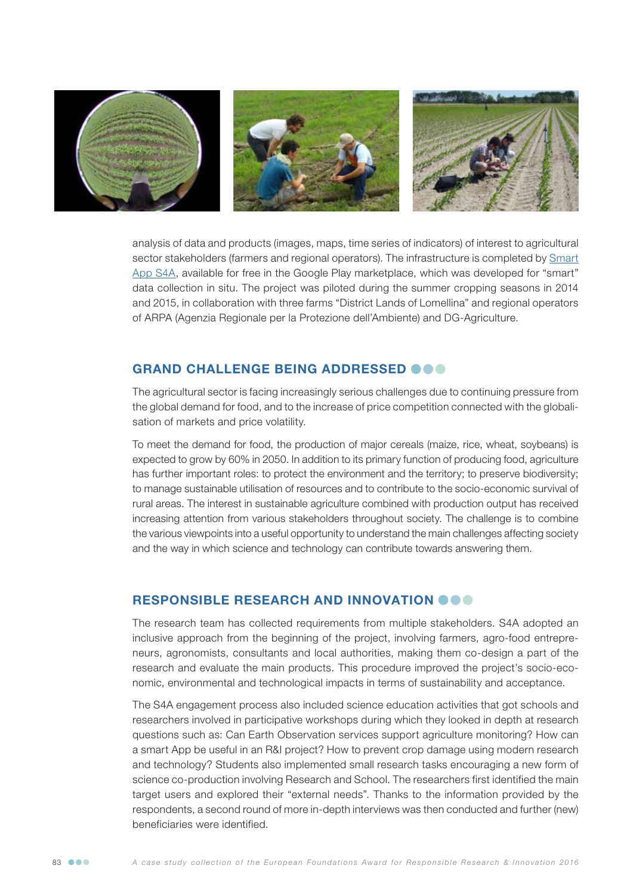analysis of data and products (images, maps, time series of indicators) of interest to agricultural sector stakeholders (farmers and regional operators). The infrastructure is completed by Smart App S4A, available for free in the Google Play marketplace, which was developed for "smart" data collection in situ. The project was piloted during the summer cropping seasons in 2014 and 2015, in collaboration with three farms "District Lands of Lomellina" and regional operators of ARPA (Agenzia Regionale per la Protezione dell'Ambiente) and DG-Agriculture.

## GRAND CHALLENGE BEING ADDRESSED

The agricultural sector is facing increasingly serious challenges due to continuing pressure from the global demand for food, and to the increase of price competition connected with the globalisation of markets and price volatility.

To meet the demand for food, the production of major cereals (maize, rice, wheat, soybeans) is expected to grow by 60% in 2050. In addition to its primary function of producing food, agriculture has further important roles: to protect the environment and the territory; to preserve biodiversity; to manage sustainable utilisation of resources and to contribute to the socio-economic survival of rural areas. The interest in sustainable agriculture combined with production output has received increasing attention from various stakeholders throughout society. The challenge is to combine the various viewpoints into a useful opportunity to understand the main challenges affecting society and the way in which science and technology can contribute towards answering them.

## RESPONSIBLE RESEARCH AND INNOVATION

The research team has collected requirements from multiple stakeholders. S4A adopted an inclusive approach from the beginning of the project, involving farmers, agro-food entrepreneurs, agronomists, consultants and local authorities, making them co-design a part of the research and evaluate the main products. This procedure improved the project's socio-economic, environmental and technological impacts in terms of sustainability and acceptance.

The S4A engagement process also included science education activities that got schools and researchers involved in participative workshops during which they looked in depth at research questions such as: Can Earth Observation services support agriculture monitoring? How can a smart App be useful in an R&I project? How to prevent crop damage using modern research and technology? Students also implemented small research tasks encouraging a new form of science co-production involving Research and School. The researchers first identified the main target users and explored their "external needs". Thanks to the information provided by the respondents, a second round of more in-depth interviews was then conducted and further (new) beneficiaries were identified.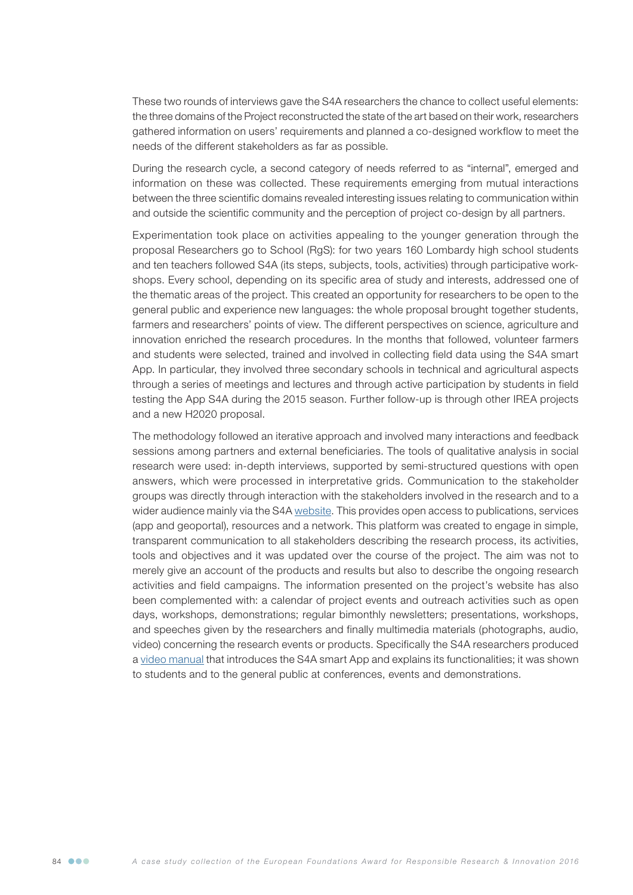These two rounds of interviews gave the S4A researchers the chance to collect useful elements: the three domains of the Project reconstructed the state of the art based on their work, researchers gathered information on users' requirements and planned a co-designed workflow to meet the needs of the different stakeholders as far as possible.

During the research cycle, a second category of needs referred to as "internal", emerged and information on these was collected. These requirements emerging from mutual interactions between the three scientific domains revealed interesting issues relating to communication within and outside the scientific community and the perception of project co-design by all partners.

Experimentation took place on activities appealing to the younger generation through the proposal Researchers go to School (RgS): for two years 160 Lombardy high school students and ten teachers followed S4A (its steps, subjects, tools, activities) through participative workshops. Every school, depending on its specific area of study and interests, addressed one of the thematic areas of the project. This created an opportunity for researchers to be open to the general public and experience new languages: the whole proposal brought together students, farmers and researchers' points of view. The different perspectives on science, agriculture and innovation enriched the research procedures. In the months that followed, volunteer farmers and students were selected, trained and involved in collecting field data using the S4A smart App. In particular, they involved three secondary schools in technical and agricultural aspects through a series of meetings and lectures and through active participation by students in field testing the App S4A during the 2015 season. Further follow-up is through other IREA projects and a new H2020 proposal.

The methodology followed an iterative approach and involved many interactions and feedback sessions among partners and external beneficiaries. The tools of qualitative analysis in social research were used: in-depth interviews, supported by semi-structured questions with open answers, which were processed in interpretative grids. Communication to the stakeholder groups was directly through interaction with the stakeholders involved in the research and to a wider audience mainly via the S4A website. This provides open access to publications, services (app and geoportal), resources and a network. This platform was created to engage in simple, transparent communication to all stakeholders describing the research process, its activities, tools and objectives and it was updated over the course of the project. The aim was not to merely give an account of the products and results but also to describe the ongoing research activities and field campaigns. The information presented on the project's website has also been complemented with: a calendar of project events and outreach activities such as open days, workshops, demonstrations; regular bimonthly newsletters; presentations, workshops, and speeches given by the researchers and finally multimedia materials (photographs, audio, video) concerning the research events or products. Specifically the S4A researchers produced a video manual that introduces the S4A smart App and explains its functionalities; it was shown to students and to the general public at conferences, events and demonstrations.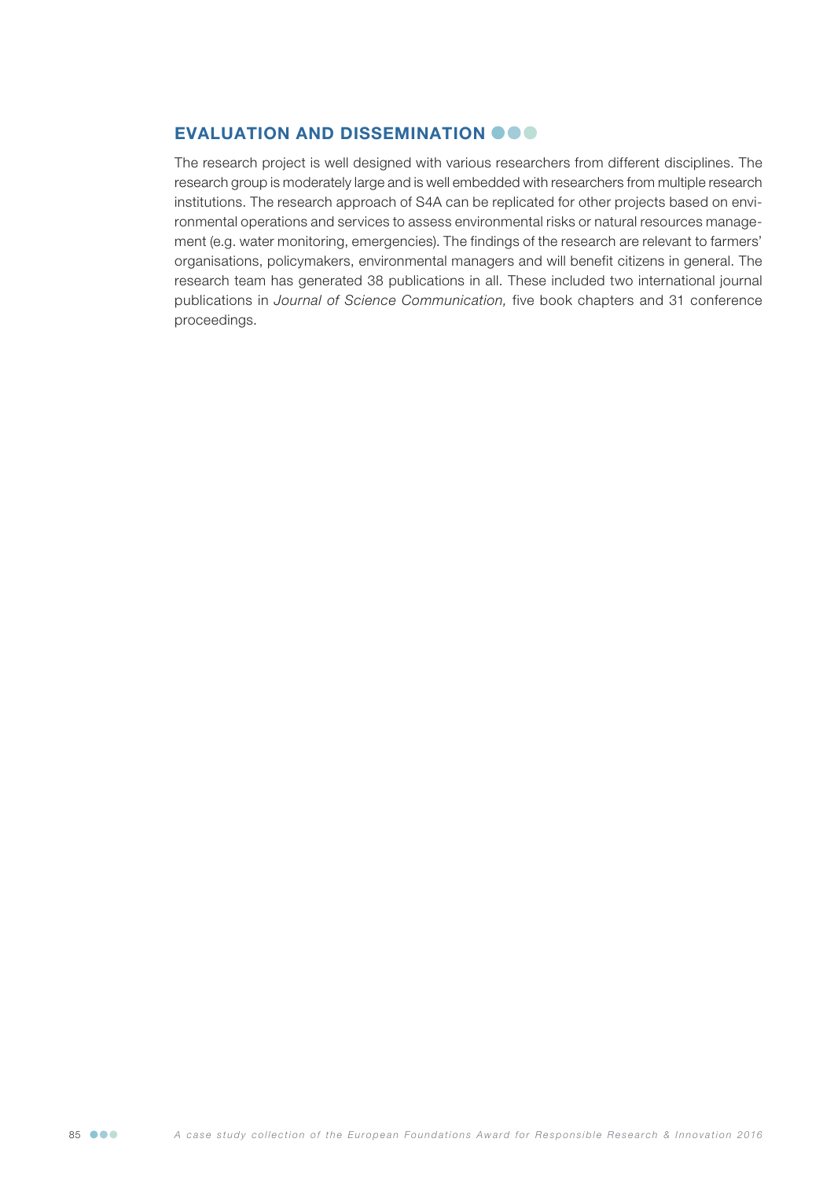## EVALUATION AND DISSEMINATION

The research project is well designed with various researchers from different disciplines. The research group is moderately large and is well embedded with researchers from multiple research institutions. The research approach of S4A can be replicated for other projects based on environmental operations and services to assess environmental risks or natural resources management (e.g. water monitoring, emergencies). The findings of the research are relevant to farmers' organisations, policymakers, environmental managers and will benefit citizens in general. The research team has generated 38 publications in all. These included two international journal publications in *Journal of Science Communication,* five book chapters and 31 conference proceedings.